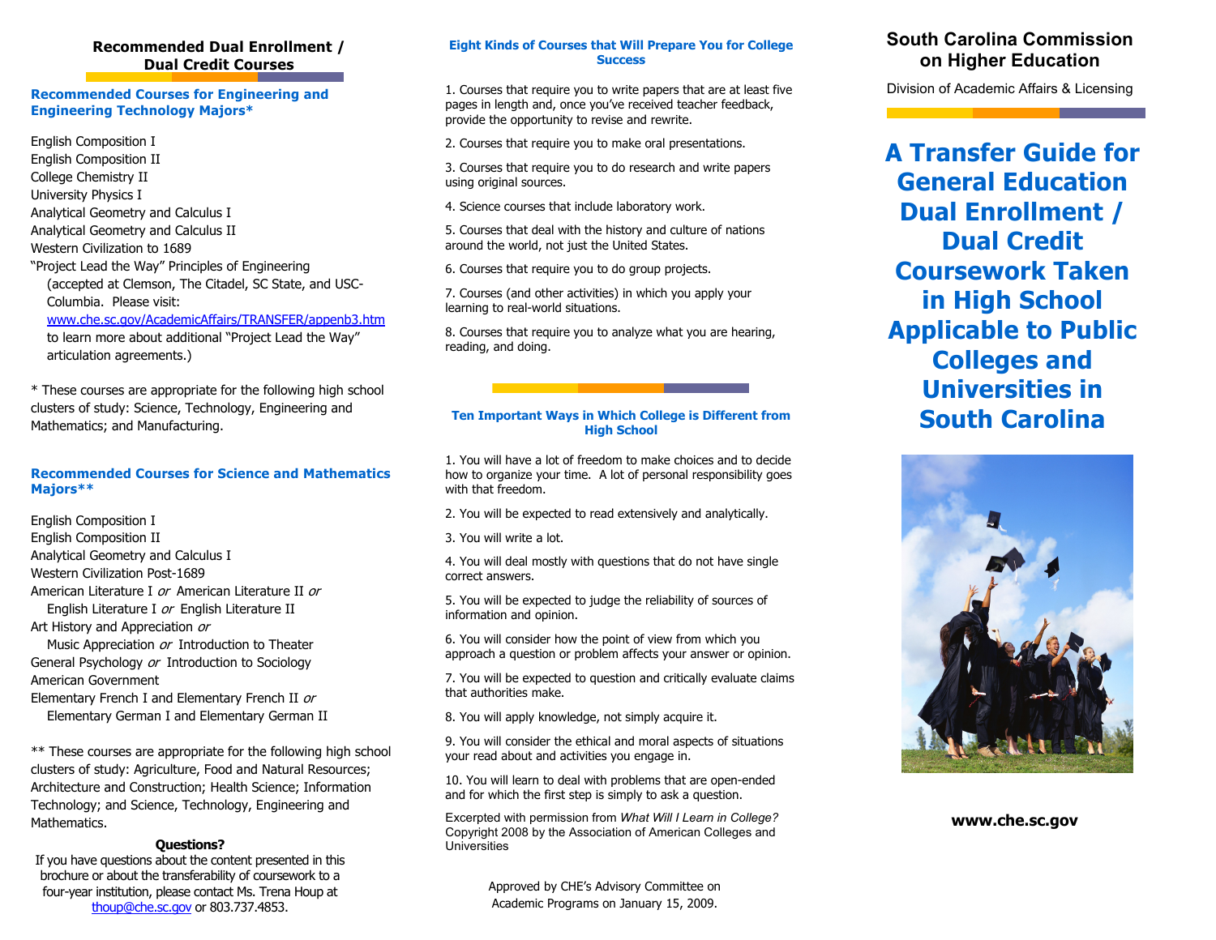## Recommended Dual Enrollment / Dual Credit Courses

### Recommended Courses for Engineering and Engineering Technology Majors*

English Composition I
English Composition II
College Chemistry II
University Physics I
Analytical Geometry and Calculus I
Analytical Geometry and Calculus II
Western Civilization to 1689
"Project Lead the Way" Principles of Engineering
(accepted at Clemson, The Citadel, SC State, and USC-Columbia. Please visit: www.che.sc.gov/AcademicAffairs/TRANSFER/appenb3.htm to learn more about additional "Project Lead the Way" articulation agreements.)

* These courses are appropriate for the following high school clusters of study: Science, Technology, Engineering and Mathematics; and Manufacturing.

### Recommended Courses for Science and Mathematics Majors**

English Composition I
English Composition II
Analytical Geometry and Calculus I
Western Civilization Post-1689
American Literature I *or* American Literature II *or* English Literature I *or* English Literature II
Art History and Appreciation *or* Music Appreciation *or* Introduction to Theater
General Psychology *or* Introduction to Sociology
American Government
Elementary French I and Elementary French II *or* Elementary German I and Elementary German II

** These courses are appropriate for the following high school clusters of study: Agriculture, Food and Natural Resources; Architecture and Construction; Health Science; Information Technology; and Science, Technology, Engineering and Mathematics.

**Questions?**

If you have questions about the content presented in this brochure or about the transferability of coursework to a four-year institution, please contact Ms. Trena Houp at thoup@che.sc.gov or 803.737.4853.

### Eight Kinds of Courses that Will Prepare You for College Success

1. Courses that require you to write papers that are at least five pages in length and, once you've received teacher feedback, provide the opportunity to revise and rewrite.
2. Courses that require you to make oral presentations.
3. Courses that require you to do research and write papers using original sources.
4. Science courses that include laboratory work.
5. Courses that deal with the history and culture of nations around the world, not just the United States.
6. Courses that require you to do group projects.
7. Courses (and other activities) in which you apply your learning to real-world situations.
8. Courses that require you to analyze what you are hearing, reading, and doing.

### Ten Important Ways in Which College is Different from High School

1. You will have a lot of freedom to make choices and to decide how to organize your time. A lot of personal responsibility goes with that freedom.
2. You will be expected to read extensively and analytically.
3. You will write a lot.
4. You will deal mostly with questions that do not have single correct answers.
5. You will be expected to judge the reliability of sources of information and opinion.
6. You will consider how the point of view from which you approach a question or problem affects your answer or opinion.
7. You will be expected to question and critically evaluate claims that authorities make.
8. You will apply knowledge, not simply acquire it.
9. You will consider the ethical and moral aspects of situations your read about and activities you engage in.
10. You will learn to deal with problems that are open-ended and for which the first step is simply to ask a question.

Excerpted with permission from *What Will I Learn in College?* Copyright 2008 by the Association of American Colleges and Universities

Approved by CHE's Advisory Committee on Academic Programs on January 15, 2009.

**South Carolina Commission on Higher Education**

Division of Academic Affairs & Licensing

# A Transfer Guide for General Education Dual Enrollment / Dual Credit Coursework Taken in High School Applicable to Public Colleges and Universities in South Carolina

**www.che.sc.gov**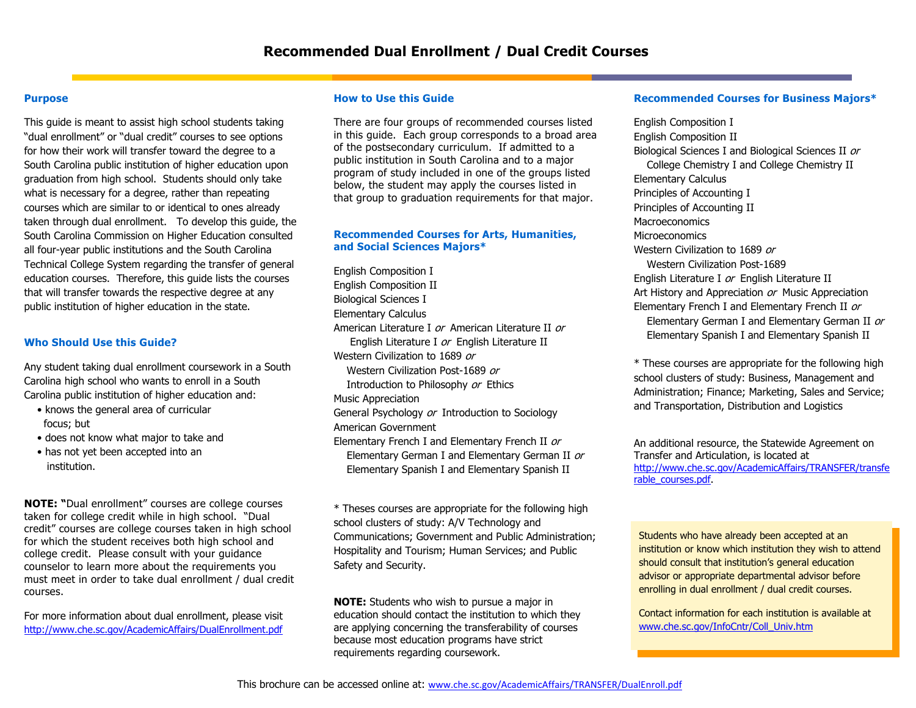# Recommended Dual Enrollment / Dual Credit Courses

### Purpose

This guide is meant to assist high school students taking "dual enrollment" or "dual credit" courses to see options for how their work will transfer toward the degree to a South Carolina public institution of higher education upon graduation from high school. Students should only take what is necessary for a degree, rather than repeating courses which are similar to or identical to ones already taken through dual enrollment. To develop this guide, the South Carolina Commission on Higher Education consulted all four-year public institutions and the South Carolina Technical College System regarding the transfer of general education courses. Therefore, this guide lists the courses that will transfer towards the respective degree at any public institution of higher education in the state.

### Who Should Use this Guide?

Any student taking dual enrollment coursework in a South Carolina high school who wants to enroll in a South Carolina public institution of higher education and:

- knows the general area of curricular focus; but
- does not know what major to take and
- has not yet been accepted into an institution.

**NOTE: "**Dual enrollment" courses are college courses taken for college credit while in high school. "Dual credit" courses are college courses taken in high school for which the student receives both high school and college credit. Please consult with your guidance counselor to learn more about the requirements you must meet in order to take dual enrollment / dual credit courses.

For more information about dual enrollment, please visit http://www.che.sc.gov/AcademicAffairs/DualEnrollment.pdf

### How to Use this Guide

There are four groups of recommended courses listed in this guide. Each group corresponds to a broad area of the postsecondary curriculum. If admitted to a public institution in South Carolina and to a major program of study included in one of the groups listed below, the student may apply the courses listed in that group to graduation requirements for that major.

### Recommended Courses for Arts, Humanities, and Social Sciences Majors*

English Composition I
English Composition II
Biological Sciences I
Elementary Calculus
American Literature I *or* American Literature II *or*
English Literature I *or* English Literature II
Western Civilization to 1689 *or*
Western Civilization Post-1689 *or*
Introduction to Philosophy *or* Ethics
Music Appreciation
General Psychology *or* Introduction to Sociology
American Government
Elementary French I and Elementary French II *or*
Elementary German I and Elementary German II *or*
Elementary Spanish I and Elementary Spanish II

* Theses courses are appropriate for the following high school clusters of study: A/V Technology and Communications; Government and Public Administration; Hospitality and Tourism; Human Services; and Public Safety and Security.

**NOTE:** Students who wish to pursue a major in education should contact the institution to which they are applying concerning the transferability of courses because most education programs have strict requirements regarding coursework.

### Recommended Courses for Business Majors*

English Composition I
English Composition II
Biological Sciences I and Biological Sciences II *or*
College Chemistry I and College Chemistry II
Elementary Calculus
Principles of Accounting I
Principles of Accounting II
Macroeconomics
Microeconomics
Western Civilization to 1689 *or*
Western Civilization Post-1689
English Literature I *or* English Literature II
Art History and Appreciation *or* Music Appreciation
Elementary French I and Elementary French II *or*
Elementary German I and Elementary German II *or*
Elementary Spanish I and Elementary Spanish II

* These courses are appropriate for the following high school clusters of study: Business, Management and Administration; Finance; Marketing, Sales and Service; and Transportation, Distribution and Logistics

An additional resource, the Statewide Agreement on Transfer and Articulation, is located at http://www.che.sc.gov/AcademicAffairs/TRANSFER/transferable_courses.pdf.

Students who have already been accepted at an institution or know which institution they wish to attend should consult that institution's general education advisor or appropriate departmental advisor before enrolling in dual enrollment / dual credit courses.

Contact information for each institution is available at www.che.sc.gov/InfoCntr/Coll_Univ.htm

This brochure can be accessed online at: www.che.sc.gov/AcademicAffairs/TRANSFER/DualEnroll.pdf